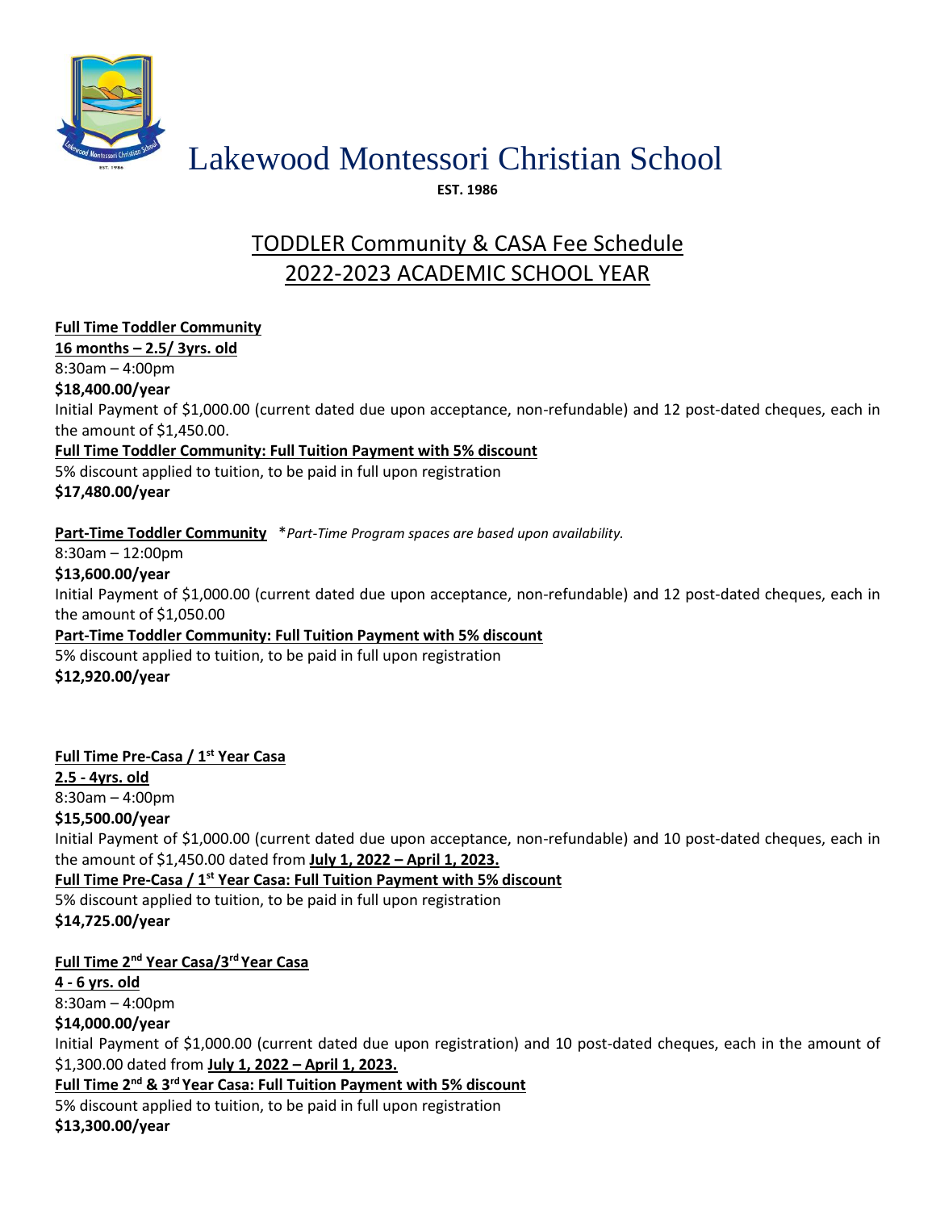# Lakewood Montessori Christian School

**EST. 1986**

## TODDLER Community & CASA Fee Schedule
## 2022-2023 ACADEMIC SCHOOL YEAR

**Full Time Toddler Community**
**16 months – 2.5/ 3yrs. old**
8:30am – 4:00pm
**$18,400.00/year**
Initial Payment of $1,000.00 (current dated due upon acceptance, non-refundable) and 12 post-dated cheques, each in the amount of $1,450.00.

**Full Time Toddler Community: Full Tuition Payment with 5% discount**
5% discount applied to tuition, to be paid in full upon registration
**$17,480.00/year**

**Part-Time Toddler Community** *\*Part-Time Program spaces are based upon availability.*
8:30am – 12:00pm
**$13,600.00/year**
Initial Payment of $1,000.00 (current dated due upon acceptance, non-refundable) and 12 post-dated cheques, each in the amount of $1,050.00

**Part-Time Toddler Community: Full Tuition Payment with 5% discount**
5% discount applied to tuition, to be paid in full upon registration
**$12,920.00/year**

**Full Time Pre-Casa / 1st Year Casa**
**2.5 - 4yrs. old**
8:30am – 4:00pm
**$15,500.00/year**
Initial Payment of $1,000.00 (current dated due upon acceptance, non-refundable) and 10 post-dated cheques, each in the amount of $1,450.00 dated from **July 1, 2022 – April 1, 2023.**

**Full Time Pre-Casa / 1st Year Casa: Full Tuition Payment with 5% discount**
5% discount applied to tuition, to be paid in full upon registration
**$14,725.00/year**

**Full Time 2nd Year Casa/3rd Year Casa**
**4 - 6 yrs. old**
8:30am – 4:00pm
**$14,000.00/year**
Initial Payment of $1,000.00 (current dated due upon registration) and 10 post-dated cheques, each in the amount of $1,300.00 dated from **July 1, 2022 – April 1, 2023.**

**Full Time 2nd & 3rd Year Casa: Full Tuition Payment with 5% discount**
5% discount applied to tuition, to be paid in full upon registration
**$13,300.00/year**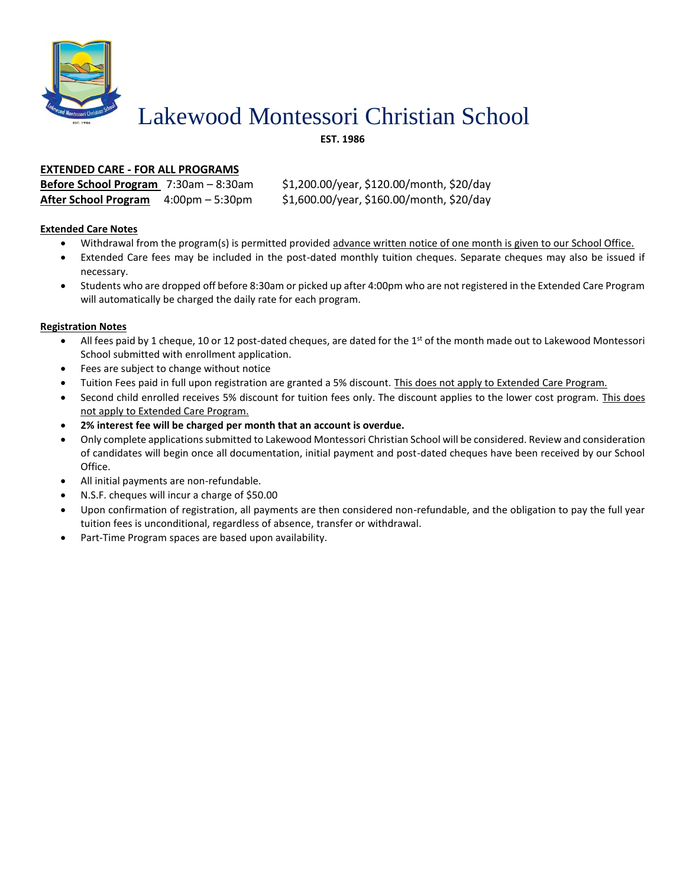# Lakewood Montessori Christian School

**EST. 1986**

**EXTENDED CARE - FOR ALL PROGRAMS**

| | | |
|---|---|---|
| **Before School Program** | 7:30am – 8:30am | $1,200.00/year, $120.00/month, $20/day |
| **After School Program** | 4:00pm – 5:30pm | $1,600.00/year, $160.00/month, $20/day |

**Extended Care Notes**

- Withdrawal from the program(s) is permitted provided advance written notice of one month is given to our School Office.
- Extended Care fees may be included in the post-dated monthly tuition cheques. Separate cheques may also be issued if necessary.
- Students who are dropped off before 8:30am or picked up after 4:00pm who are not registered in the Extended Care Program will automatically be charged the daily rate for each program.

**Registration Notes**

- All fees paid by 1 cheque, 10 or 12 post-dated cheques, are dated for the 1st of the month made out to Lakewood Montessori School submitted with enrollment application.
- Fees are subject to change without notice
- Tuition Fees paid in full upon registration are granted a 5% discount. This does not apply to Extended Care Program.
- Second child enrolled receives 5% discount for tuition fees only. The discount applies to the lower cost program. This does not apply to Extended Care Program.
- **2% interest fee will be charged per month that an account is overdue.**
- Only complete applications submitted to Lakewood Montessori Christian School will be considered. Review and consideration of candidates will begin once all documentation, initial payment and post-dated cheques have been received by our School Office.
- All initial payments are non-refundable.
- N.S.F. cheques will incur a charge of $50.00
- Upon confirmation of registration, all payments are then considered non-refundable, and the obligation to pay the full year tuition fees is unconditional, regardless of absence, transfer or withdrawal.
- Part-Time Program spaces are based upon availability.